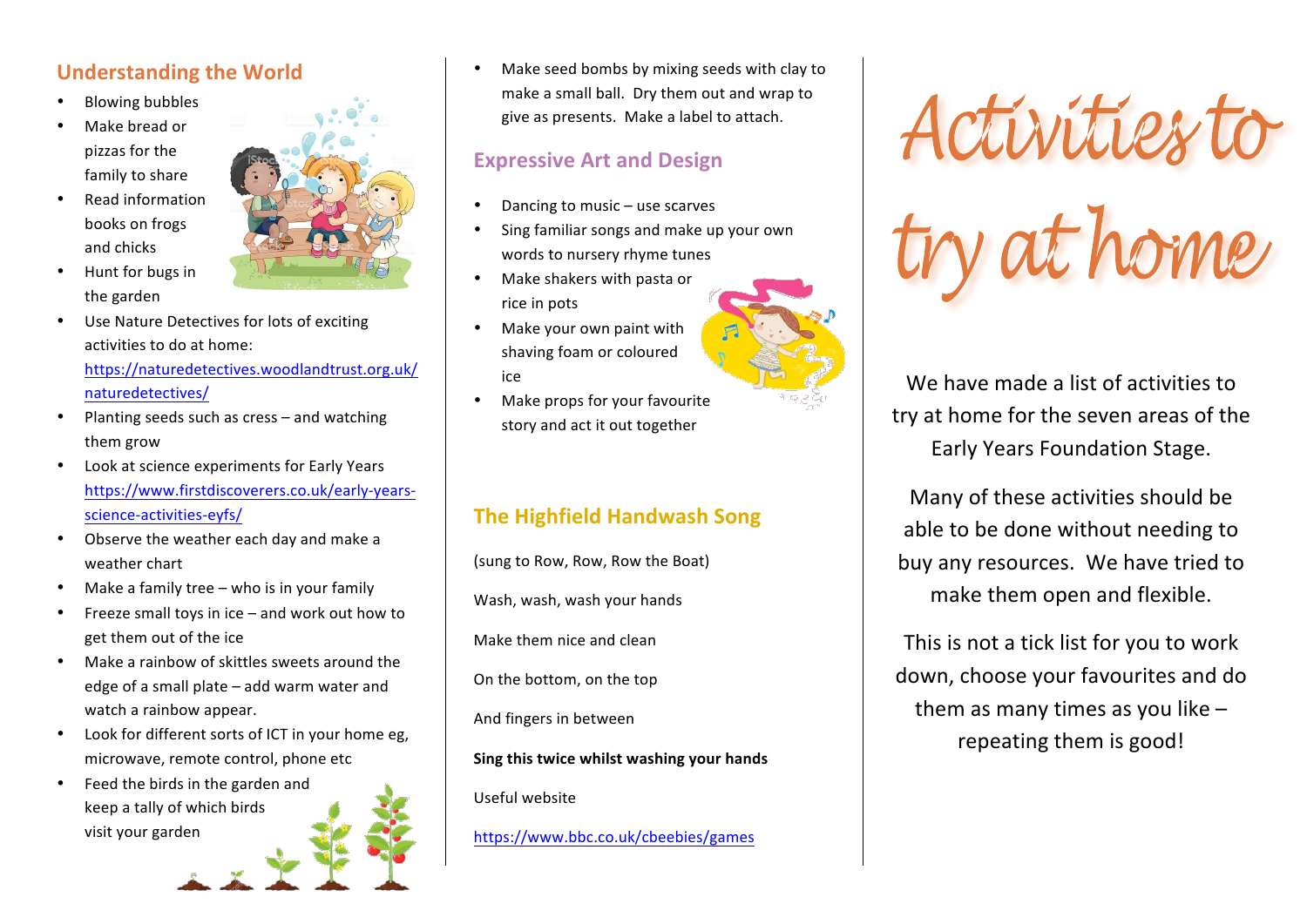## Understanding the World

- Blowing bubbles
- Make bread or pizzas for the family to share
- Read information books on frogs and chicks
- Hunt for bugs in the garden
- Use Nature Detectives for lots of exciting activities to do at home: https://naturedetectives.woodlandtrust.org.uk/naturedetectives/
- Planting seeds such as cress – and watching them grow
- Look at science experiments for Early Years https://www.firstdiscoverers.co.uk/early-years-science-activities-eyfs/
- Observe the weather each day and make a weather chart
- Make a family tree – who is in your family
- Freeze small toys in ice – and work out how to get them out of the ice
- Make a rainbow of skittles sweets around the edge of a small plate – add warm water and watch a rainbow appear.
- Look for different sorts of ICT in your home eg, microwave, remote control, phone etc
- Feed the birds in the garden and keep a tally of which birds visit your garden
- Make seed bombs by mixing seeds with clay to make a small ball. Dry them out and wrap to give as presents. Make a label to attach.

## Expressive Art and Design

- Dancing to music – use scarves
- Sing familiar songs and make up your own words to nursery rhyme tunes
- Make shakers with pasta or rice in pots
- Make your own paint with shaving foam or coloured ice
- Make props for your favourite story and act it out together

## The Highfield Handwash Song

(sung to Row, Row, Row the Boat)

Wash, wash, wash your hands

Make them nice and clean

On the bottom, on the top

And fingers in between

**Sing this twice whilst washing your hands**

Useful website

https://www.bbc.co.uk/cbeebies/games

# Activities to try at home

We have made a list of activities to try at home for the seven areas of the Early Years Foundation Stage.

Many of these activities should be able to be done without needing to buy any resources. We have tried to make them open and flexible.

This is not a tick list for you to work down, choose your favourites and do them as many times as you like – repeating them is good!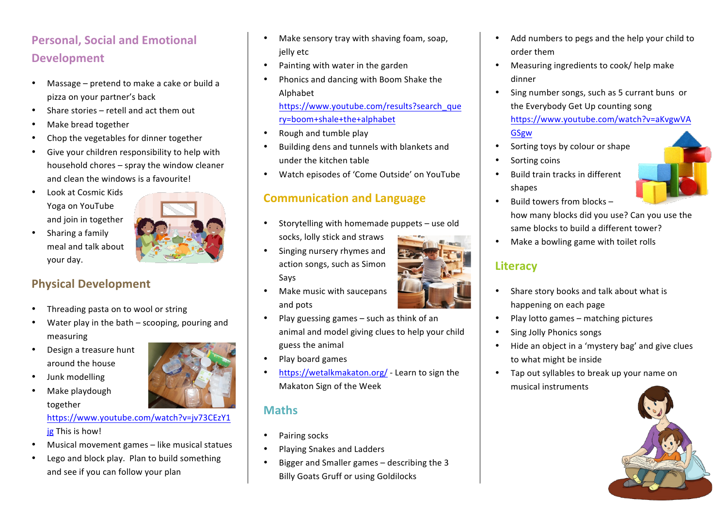## Personal, Social and Emotional Development

- Massage – pretend to make a cake or build a pizza on your partner's back
- Share stories – retell and act them out
- Make bread together
- Chop the vegetables for dinner together
- Give your children responsibility to help with household chores – spray the window cleaner and clean the windows is a favourite!
- Look at Cosmic Kids Yoga on YouTube and join in together
- Sharing a family meal and talk about your day.

## Physical Development

- Threading pasta on to wool or string
- Water play in the bath – scooping, pouring and measuring
- Design a treasure hunt around the house
- Junk modelling
- Make playdough together https://www.youtube.com/watch?v=jv73CEzY1jg This is how!
- Musical movement games – like musical statues
- Lego and block play. Plan to build something and see if you can follow your plan
- Make sensory tray with shaving foam, soap, jelly etc
- Painting with water in the garden
- Phonics and dancing with Boom Shake the Alphabet https://www.youtube.com/results?search_query=boom+shale+the+alphabet
- Rough and tumble play
- Building dens and tunnels with blankets and under the kitchen table
- Watch episodes of 'Come Outside' on YouTube

## Communication and Language

- Storytelling with homemade puppets – use old socks, lolly stick and straws
- Singing nursery rhymes and action songs, such as Simon Says
- Make music with saucepans and pots
- Play guessing games – such as think of an animal and model giving clues to help your child guess the animal
- Play board games
- https://wetalkmakaton.org/ - Learn to sign the Makaton Sign of the Week

## Maths

- Pairing socks
- Playing Snakes and Ladders
- Bigger and Smaller games – describing the 3 Billy Goats Gruff or using Goldilocks
- Add numbers to pegs and the help your child to order them
- Measuring ingredients to cook/ help make dinner
- Sing number songs, such as 5 currant buns or the Everybody Get Up counting song https://www.youtube.com/watch?v=aKvgwVAGSgw
- Sorting toys by colour or shape
- Sorting coins
- Build train tracks in different shapes
- Build towers from blocks – how many blocks did you use? Can you use the same blocks to build a different tower?
- Make a bowling game with toilet rolls

## Literacy

- Share story books and talk about what is happening on each page
- Play lotto games – matching pictures
- Sing Jolly Phonics songs
- Hide an object in a 'mystery bag' and give clues to what might be inside
- Tap out syllables to break up your name on musical instruments